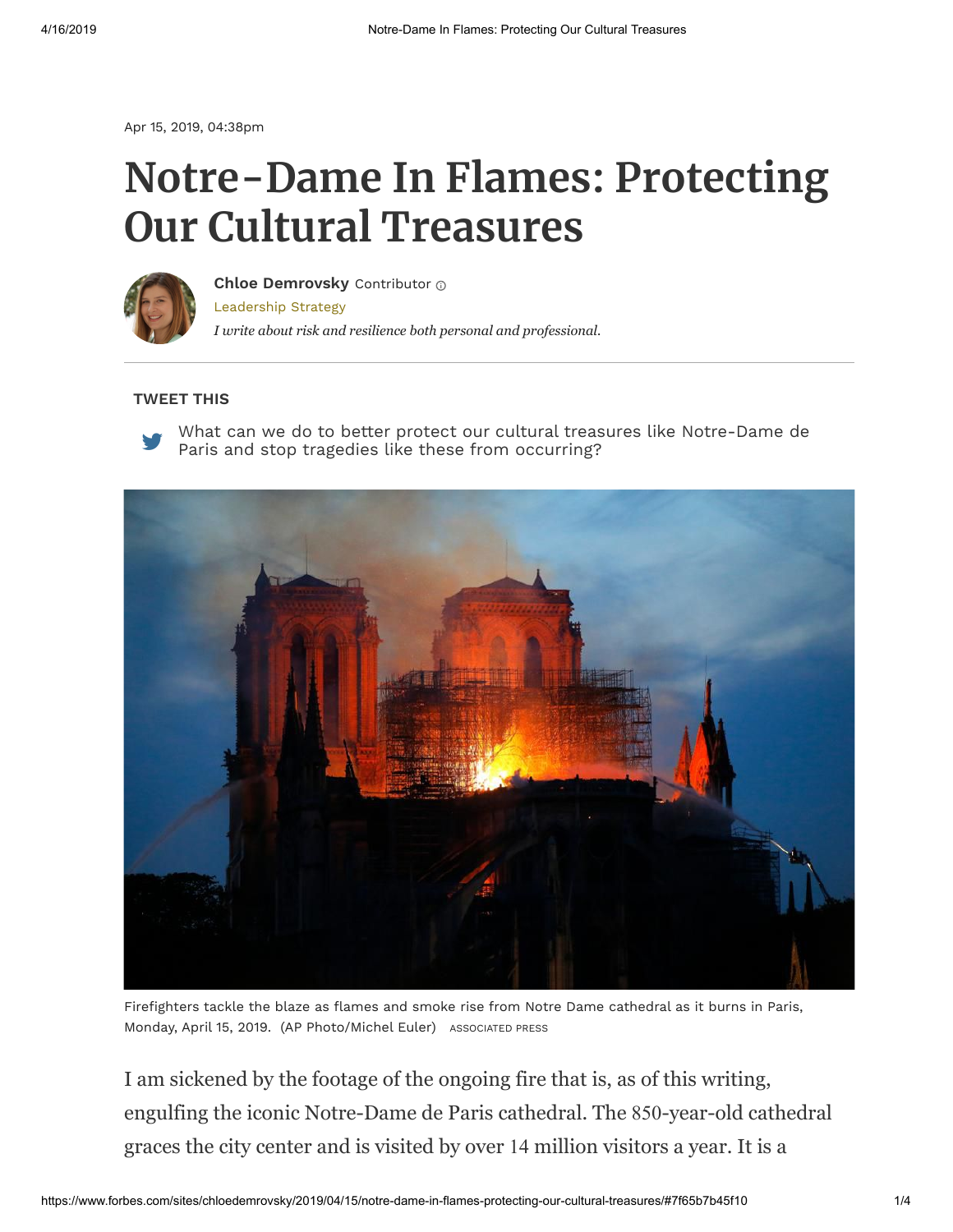Apr 15, 2019, 04:38pm

# Notre-Dame In Flames: Protecting Our Cultural Treasures

**Chloe Demrovsky** Contributor

Leadership Strategy

*I write about risk and resilience both personal and professional.*

**TWEET THIS**

What can we do to better protect our cultural treasures like Notre-Dame de Paris and stop tragedies like these from occurring?

Firefighters tackle the blaze as flames and smoke rise from Notre Dame cathedral as it burns in Paris, Monday, April 15, 2019. (AP Photo/Michel Euler) ASSOCIATED PRESS

I am sickened by the footage of the ongoing fire that is, as of this writing, engulfing the iconic Notre-Dame de Paris cathedral. The 850-year-old cathedral graces the city center and is visited by over 14 million visitors a year. It is a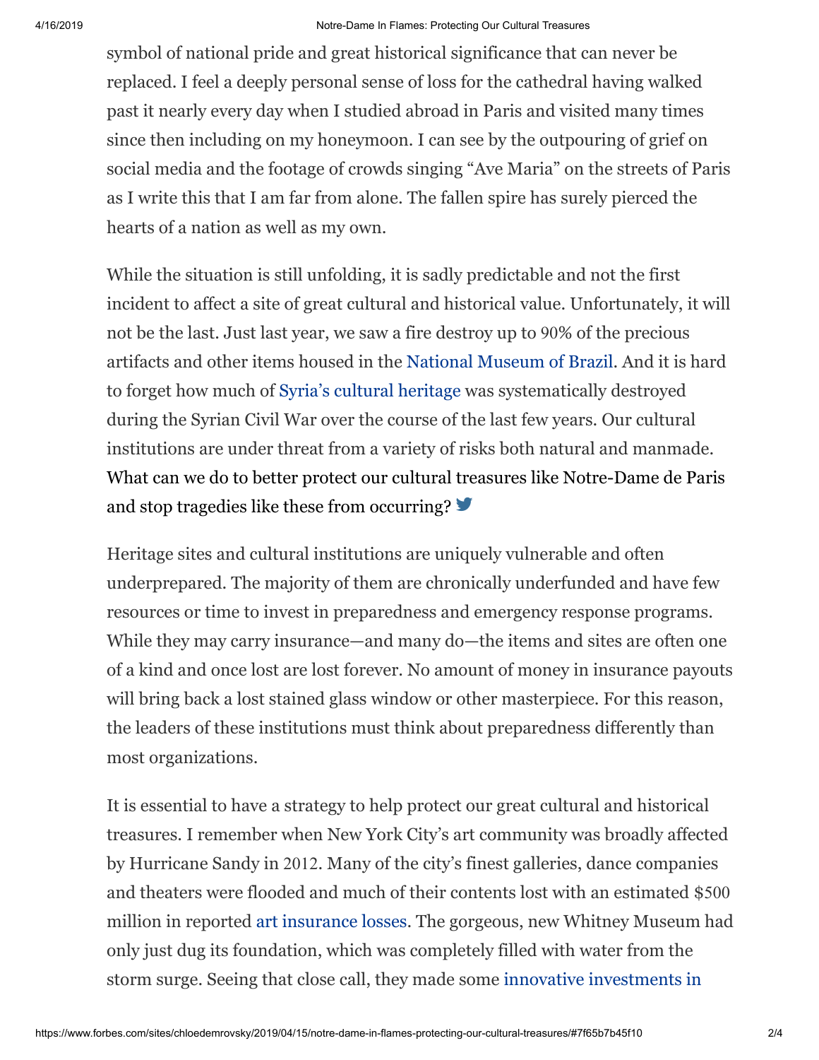symbol of national pride and great historical significance that can never be replaced. I feel a deeply personal sense of loss for the cathedral having walked past it nearly every day when I studied abroad in Paris and visited many times since then including on my honeymoon. I can see by the outpouring of grief on social media and the footage of crowds singing "Ave Maria" on the streets of Paris as I write this that I am far from alone. The fallen spire has surely pierced the hearts of a nation as well as my own.

While the situation is still unfolding, it is sadly predictable and not the first incident to affect a site of great cultural and historical value. Unfortunately, it will not be the last. Just last year, we saw a fire destroy up to 90% of the precious artifacts and other items housed in the National Museum of Brazil. And it is hard to forget how much of Syria's cultural heritage was systematically destroyed during the Syrian Civil War over the course of the last few years. Our cultural institutions are under threat from a variety of risks both natural and manmade. What can we do to better protect our cultural treasures like Notre-Dame de Paris and stop tragedies like these from occurring?

Heritage sites and cultural institutions are uniquely vulnerable and often underprepared. The majority of them are chronically underfunded and have few resources or time to invest in preparedness and emergency response programs. While they may carry insurance—and many do—the items and sites are often one of a kind and once lost are lost forever. No amount of money in insurance payouts will bring back a lost stained glass window or other masterpiece. For this reason, the leaders of these institutions must think about preparedness differently than most organizations.

It is essential to have a strategy to help protect our great cultural and historical treasures. I remember when New York City's art community was broadly affected by Hurricane Sandy in 2012. Many of the city's finest galleries, dance companies and theaters were flooded and much of their contents lost with an estimated $500 million in reported art insurance losses. The gorgeous, new Whitney Museum had only just dug its foundation, which was completely filled with water from the storm surge. Seeing that close call, they made some innovative investments in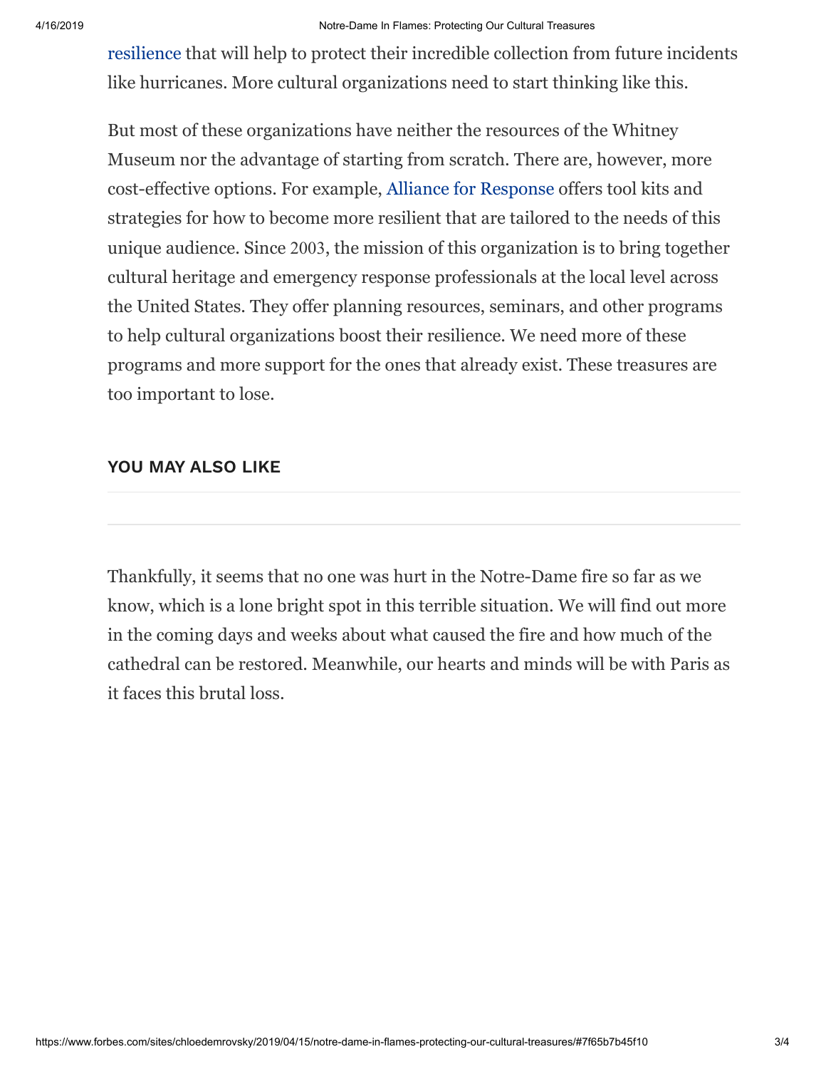resilience that will help to protect their incredible collection from future incidents like hurricanes. More cultural organizations need to start thinking like this.

But most of these organizations have neither the resources of the Whitney Museum nor the advantage of starting from scratch. There are, however, more cost-effective options. For example, Alliance for Response offers tool kits and strategies for how to become more resilient that are tailored to the needs of this unique audience. Since 2003, the mission of this organization is to bring together cultural heritage and emergency response professionals at the local level across the United States. They offer planning resources, seminars, and other programs to help cultural organizations boost their resilience. We need more of these programs and more support for the ones that already exist. These treasures are too important to lose.

### YOU MAY ALSO LIKE

Thankfully, it seems that no one was hurt in the Notre-Dame fire so far as we know, which is a lone bright spot in this terrible situation. We will find out more in the coming days and weeks about what caused the fire and how much of the cathedral can be restored. Meanwhile, our hearts and minds will be with Paris as it faces this brutal loss.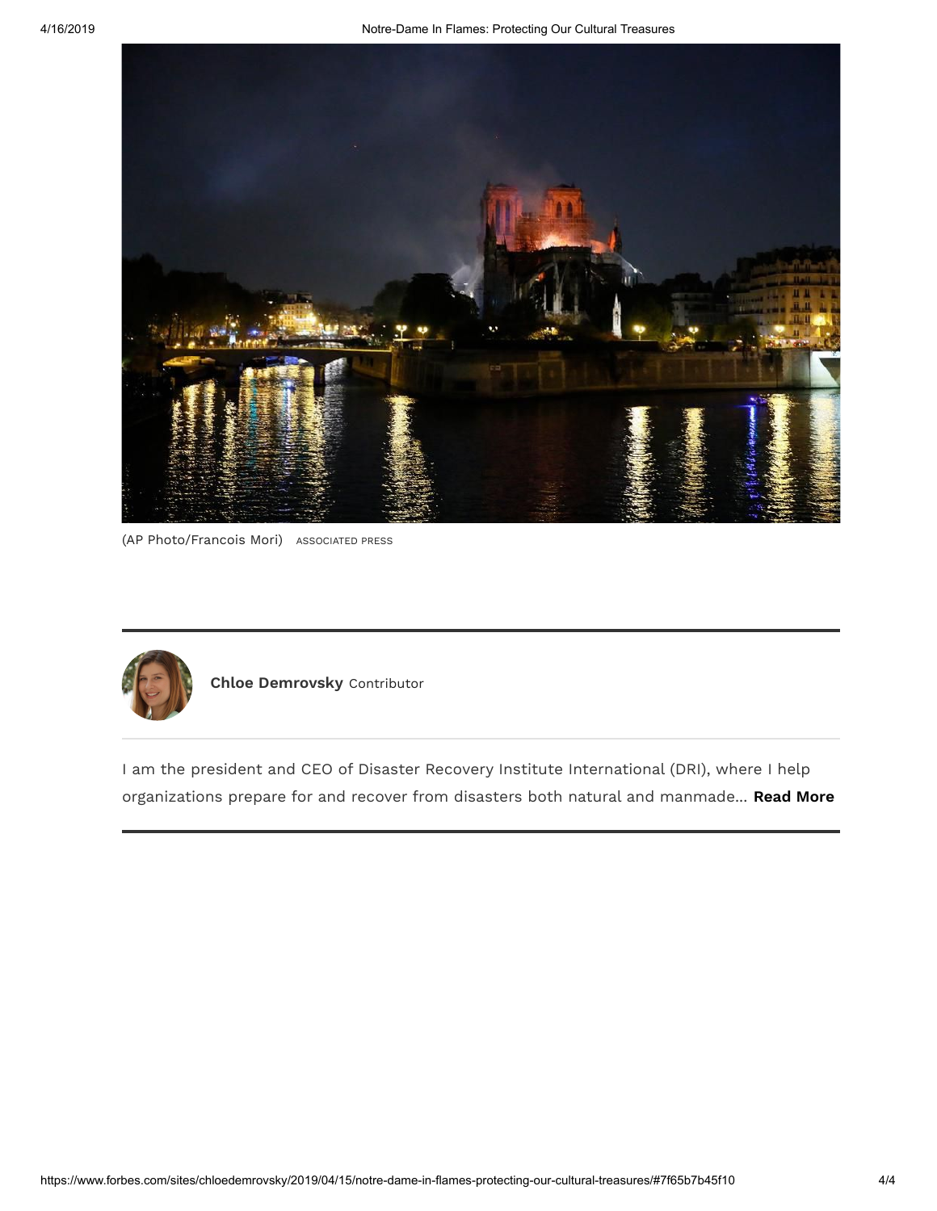(AP Photo/Francois Mori) ASSOCIATED PRESS

---

**Chloe Demrovsky** Contributor

I am the president and CEO of Disaster Recovery Institute International (DRI), where I help organizations prepare for and recover from disasters both natural and manmade... **Read More**